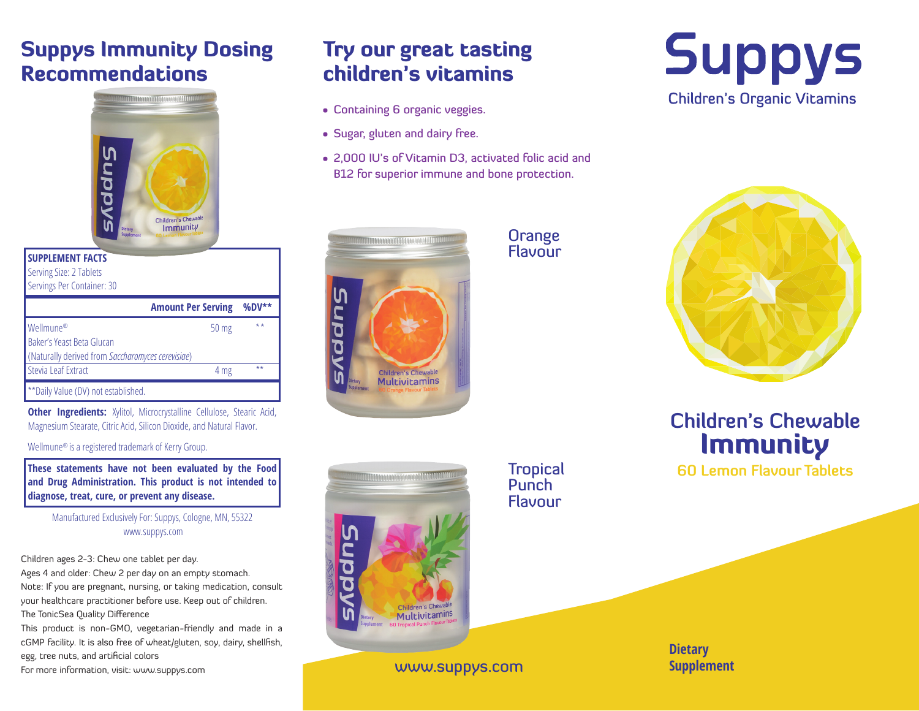## Suppys Immunity Dosing Recommendations

| **SUPPLEMENT FACTS** | | |
|---|---|---|
| Serving Size: 2 Tablets | | |
| Servings Per Container: 30 | | |
| | **Amount Per Serving** | **%DV\*\*** |
| Wellmune®<br>Baker's Yeast Beta Glucan<br>(Naturally derived from *Saccharomyces cerevisiae*) | 50 mg | ** |
| Stevia Leaf Extract | 4 mg | ** |
| **Daily Value (DV) not established. | | |

**Other Ingredients:** Xylitol, Microcrystalline Cellulose, Stearic Acid, Magnesium Stearate, Citric Acid, Silicon Dioxide, and Natural Flavor.

Wellmune® is a registered trademark of Kerry Group.

**These statements have not been evaluated by the Food and Drug Administration. This product is not intended to diagnose, treat, cure, or prevent any disease.**

Manufactured Exclusively For: Suppys, Cologne, MN, 55322
www.suppys.com

Children ages 2-3: Chew one tablet per day.
Ages 4 and older: Chew 2 per day on an empty stomach.
Note: If you are pregnant, nursing, or taking medication, consult your healthcare practitioner before use. Keep out of children.
The TonicSea Quality Difference
This product is non-GMO, vegetarian-friendly and made in a cGMP facility. It is also free of wheat/gluten, soy, dairy, shellfish, egg, tree nuts, and artificial colors
For more information, visit: www.suppys.com

## Try our great tasting children's vitamins

- Containing 6 organic veggies.
- Sugar, gluten and dairy free.
- 2,000 IU's of Vitamin D3, activated folic acid and B12 for superior immune and bone protection.

Orange Flavour

Tropical Punch Flavour

www.suppys.com

# Suppys

Children's Organic Vitamins

## Children's Chewable **Immunity**

60 Lemon Flavour Tablets

**Dietary Supplement**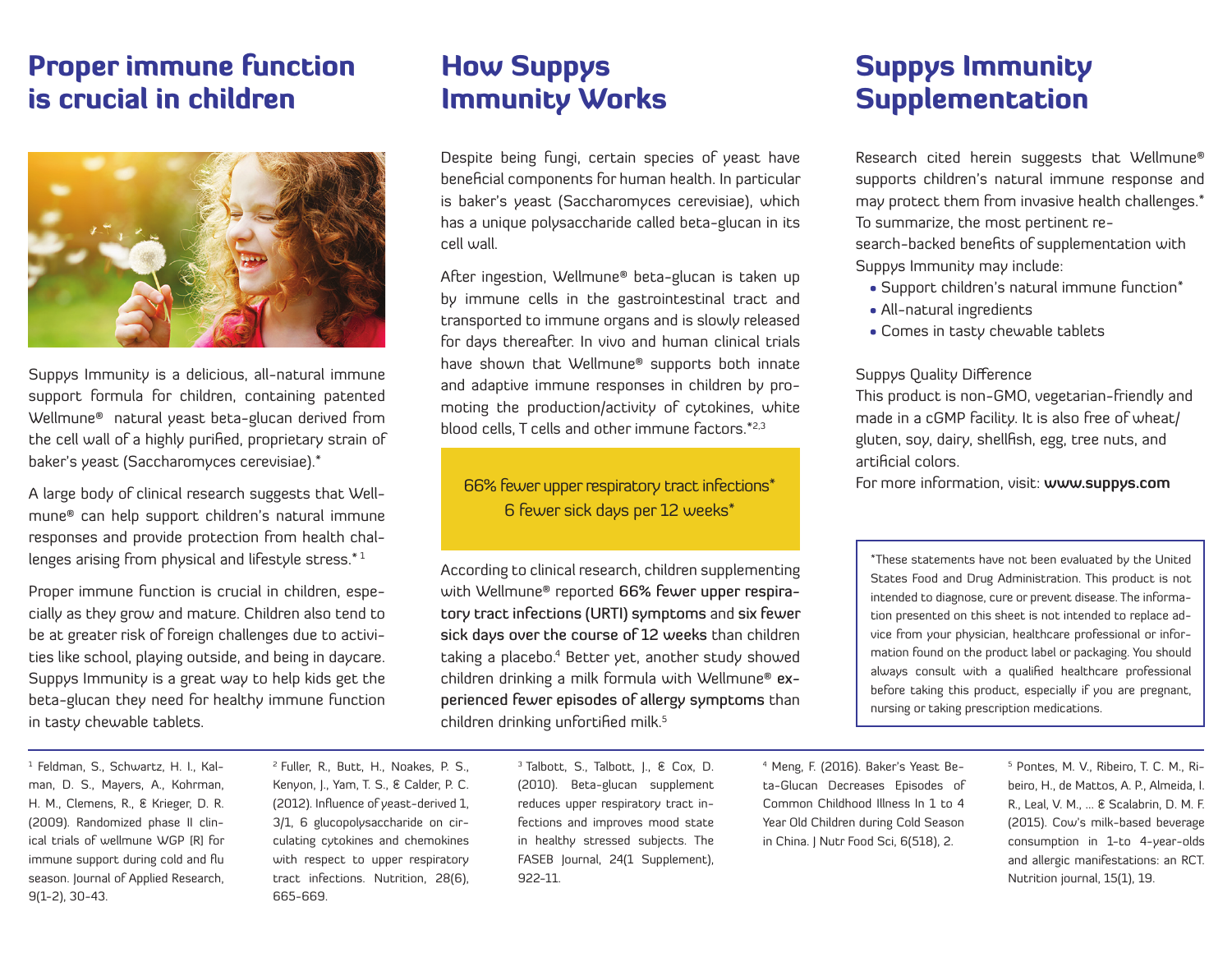## Proper immune function is crucial in children

Suppys Immunity is a delicious, all-natural immune support formula for children, containing patented Wellmune® natural yeast beta-glucan derived from the cell wall of a highly purified, proprietary strain of baker's yeast (Saccharomyces cerevisiae).*

A large body of clinical research suggests that Wellmune® can help support children's natural immune responses and provide protection from health challenges arising from physical and lifestyle stress.*[1]

Proper immune function is crucial in children, especially as they grow and mature. Children also tend to be at greater risk of foreign challenges due to activities like school, playing outside, and being in daycare. Suppys Immunity is a great way to help kids get the beta-glucan they need for healthy immune function in tasty chewable tablets.

## How Suppys Immunity Works

Despite being fungi, certain species of yeast have beneficial components for human health. In particular is baker's yeast (Saccharomyces cerevisiae), which has a unique polysaccharide called beta-glucan in its cell wall.

After ingestion, Wellmune® beta-glucan is taken up by immune cells in the gastrointestinal tract and transported to immune organs and is slowly released for days thereafter. In vivo and human clinical trials have shown that Wellmune® supports both innate and adaptive immune responses in children by promoting the production/activity of cytokines, white blood cells, T cells and other immune factors.*[2,3]

66% fewer upper respiratory tract infections*
6 fewer sick days per 12 weeks*

According to clinical research, children supplementing with Wellmune® reported **66% fewer upper respiratory tract infections (URTI) symptoms** and **six fewer sick days over the course of 12 weeks** than children taking a placebo.[4] Better yet, another study showed children drinking a milk formula with Wellmune® **experienced fewer episodes of allergy symptoms** than children drinking unfortified milk.[5]

## Suppys Immunity Supplementation

Research cited herein suggests that Wellmune® supports children's natural immune response and may protect them from invasive health challenges.* To summarize, the most pertinent research-backed benefits of supplementation with Suppys Immunity may include:

- Support children's natural immune function*
- All-natural ingredients
- Comes in tasty chewable tablets

Suppys Quality Difference
This product is non-GMO, vegetarian-friendly and made in a cGMP facility. It is also free of wheat/gluten, soy, dairy, shellfish, egg, tree nuts, and artificial colors.
For more information, visit: **www.suppys.com**

*These statements have not been evaluated by the United States Food and Drug Administration. This product is not intended to diagnose, cure or prevent disease. The information presented on this sheet is not intended to replace advice from your physician, healthcare professional or information found on the product label or packaging. You should always consult with a qualified healthcare professional before taking this product, especially if you are pregnant, nursing or taking prescription medications.

---

[1] Feldman, S., Schwartz, H. I., Kalman, D. S., Mayers, A., Kohrman, H. M., Clemens, R., & Krieger, D. R. (2009). Randomized phase II clinical trials of wellmune WGP [R] for immune support during cold and flu season. Journal of Applied Research, 9(1-2), 30-43.

[2] Fuller, R., Butt, H., Noakes, P. S., Kenyon, J., Yam, T. S., & Calder, P. C. (2012). Influence of yeast-derived 1, 3/1, 6 glucopolysaccharide on circulating cytokines and chemokines with respect to upper respiratory tract infections. Nutrition, 28(6), 665-669.

[3] Talbott, S., Talbott, J., & Cox, D. (2010). Beta-glucan supplement reduces upper respiratory tract infections and improves mood state in healthy stressed subjects. The FASEB Journal, 24(1 Supplement), 922-11.

[4] Meng, F. (2016). Baker's Yeast Beta-Glucan Decreases Episodes of Common Childhood Illness In 1 to 4 Year Old Children during Cold Season in China. J Nutr Food Sci, 6(518), 2.

[5] Pontes, M. V., Ribeiro, T. C. M., Ribeiro, H., de Mattos, A. P., Almeida, I. R., Leal, V. M., ... & Scalabrin, D. M. F. (2015). Cow's milk-based beverage consumption in 1-to 4-year-olds and allergic manifestations: an RCT. Nutrition journal, 15(1), 19.